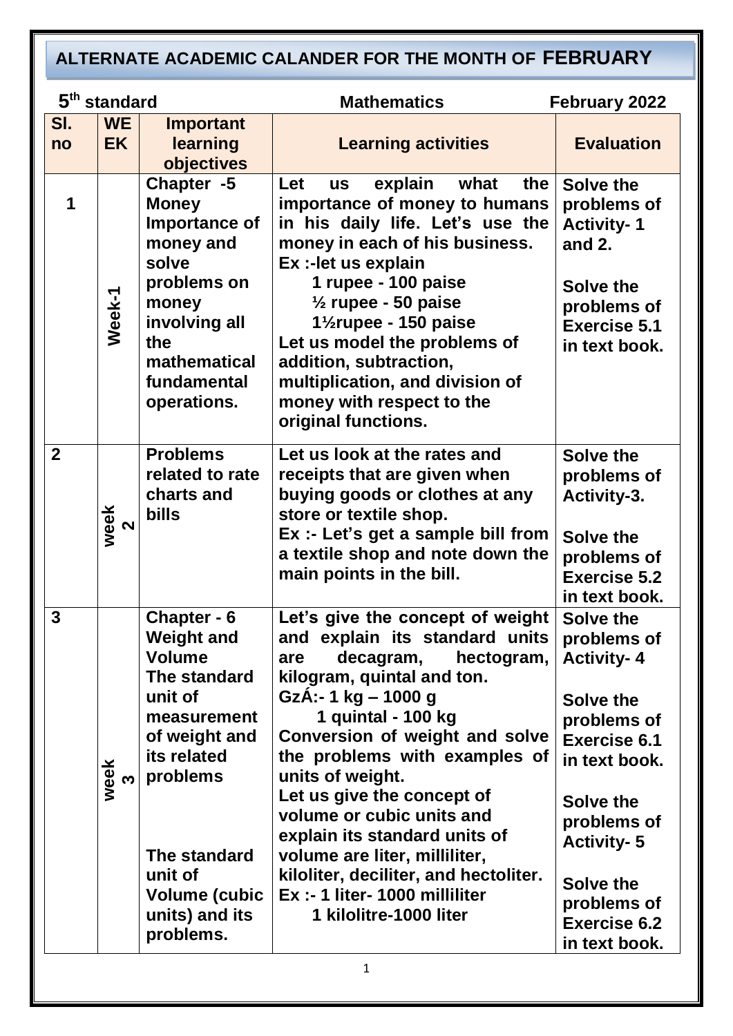## ALTERNATE ACADEMIC CALANDER FOR THE MONTH OF FEBRUARY

**5th standard** **Mathematics** **February 2022**

| Sl. no | WEEK | Important learning objectives | Learning activities | Evaluation |
|---|---|---|---|---|
| 1 | Week-1 | Chapter -5 Money Importance of money and solve problems on money involving all the mathematical fundamental operations. | Let us explain what the importance of money to humans in his daily life. Let's use the money in each of his business. Ex :-let us explain 1 rupee - 100 paise ½ rupee - 50 paise 1½rupee - 150 paise Let us model the problems of addition, subtraction, multiplication, and division of money with respect to the original functions. | Solve the problems of Activity- 1 and 2. Solve the problems of Exercise 5.1 in text book. |
| 2 | week 2 | Problems related to rate charts and bills | Let us look at the rates and receipts that are given when buying goods or clothes at any store or textile shop. Ex :- Let's get a sample bill from a textile shop and note down the main points in the bill. | Solve the problems of Activity-3. Solve the problems of Exercise 5.2 in text book. |
| 3 | week 3 | Chapter - 6 Weight and Volume The standard unit of measurement of weight and its related problems The standard unit of Volume (cubic units) and its problems. | Let's give the concept of weight and explain its standard units are decagram, hectogram, kilogram, quintal and ton. GzÁ:- 1 kg – 1000 g 1 quintal - 100 kg Conversion of weight and solve the problems with examples of units of weight. Let us give the concept of volume or cubic units and explain its standard units of volume are liter, milliliter, kiloliter, deciliter, and hectoliter. Ex :- 1 liter- 1000 milliliter 1 kilolitre-1000 liter | Solve the problems of Activity- 4 Solve the problems of Exercise 6.1 in text book. Solve the problems of Activity- 5 Solve the problems of Exercise 6.2 in text book. |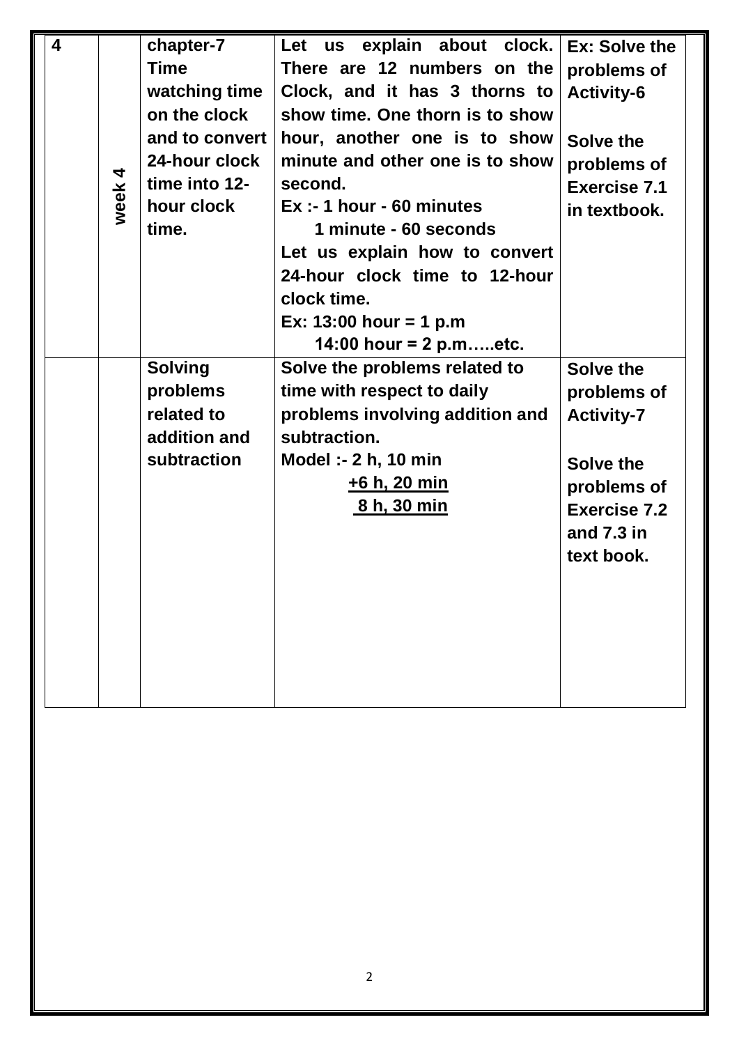| 4 | week 4 | chapter-7 Time watching time on the clock and to convert 24-hour clock time into 12-hour clock time. | Let us explain about clock. There are 12 numbers on the Clock, and it has 3 thorns to show time. One thorn is to show hour, another one is to show minute and other one is to show second.<br>Ex :- 1 hour - 60 minutes<br>1 minute - 60 seconds<br>Let us explain how to convert 24-hour clock time to 12-hour clock time.<br>Ex: 13:00 hour = 1 p.m<br>14:00 hour = 2 p.m…..etc. | Ex: Solve the problems of Activity-6<br><br>Solve the problems of Exercise 7.1 in textbook. |
|---|---|---|---|---|
| | | Solving problems related to addition and subtraction | Solve the problems related to time with respect to daily problems involving addition and subtraction.<br>Model :- 2 h, 10 min<br>+6 h, 20 min<br>8 h, 30 min | Solve the problems of Activity-7<br><br>Solve the problems of Exercise 7.2 and 7.3 in text book. |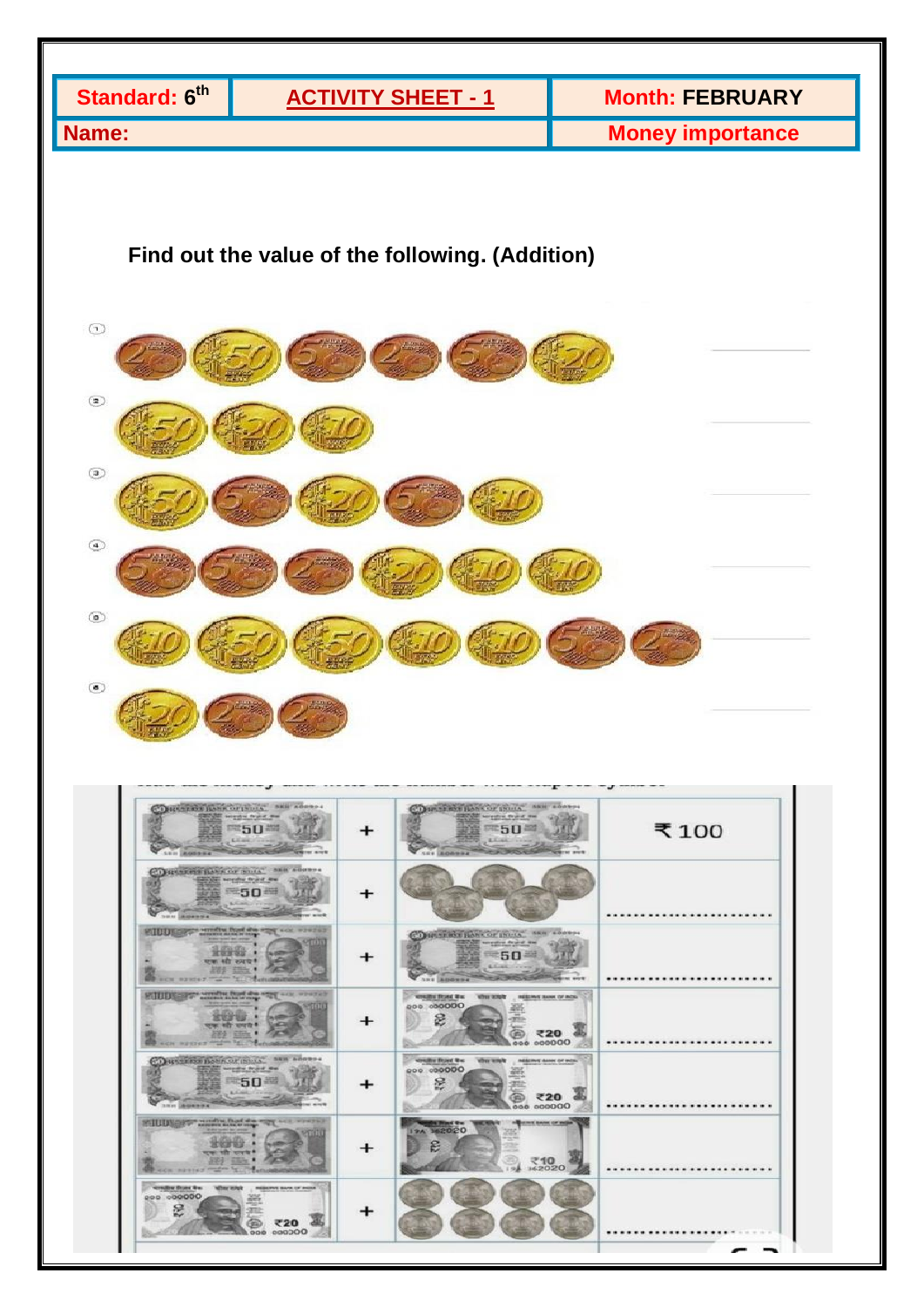| Standard: 6th | ACTIVITY SHEET - 1 | Month: FEBRUARY |
|---|---|---|
| Name: | | Money importance |

**Find out the value of the following. (Addition)**

1. ______
2. ______
3. ______
4. ______
5. ______
6. ______

| | | | |
|---|---|---|---|
| 50 | + | 50 | ₹ 100 |
| 50 | + | | ........................ |
| 100 | + | 50 | ........................ |
| 100 | + | ₹20 | ........................ |
| 50 | + | ₹20 | ........................ |
| 100 | + | ₹10 | ........................ |
| ₹20 | + | | ........................ |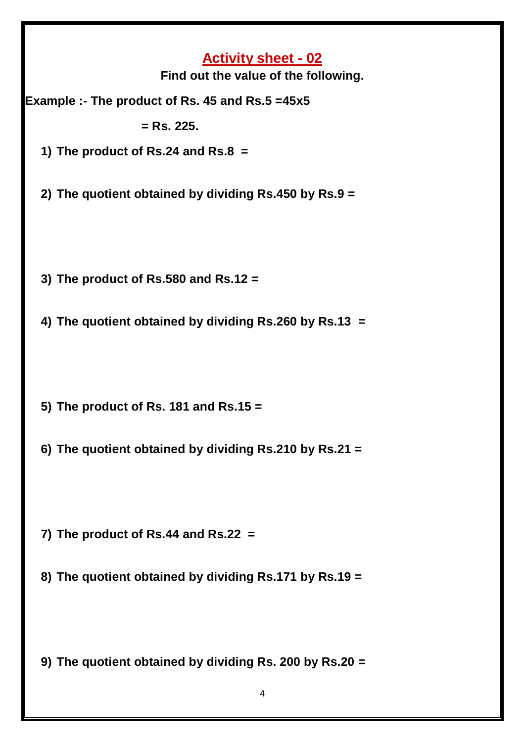# Activity sheet - 02

**Find out the value of the following.**

**Example :- The product of Rs. 45 and Rs.5 =45x5**

**= Rs. 225.**

1) **The product of Rs.24 and Rs.8 =**

2) **The quotient obtained by dividing Rs.450 by Rs.9 =**

3) **The product of Rs.580 and Rs.12 =**

4) **The quotient obtained by dividing Rs.260 by Rs.13 =**

5) **The product of Rs. 181 and Rs.15 =**

6) **The quotient obtained by dividing Rs.210 by Rs.21 =**

7) **The product of Rs.44 and Rs.22 =**

8) **The quotient obtained by dividing Rs.171 by Rs.19 =**

9) **The quotient obtained by dividing Rs. 200 by Rs.20 =**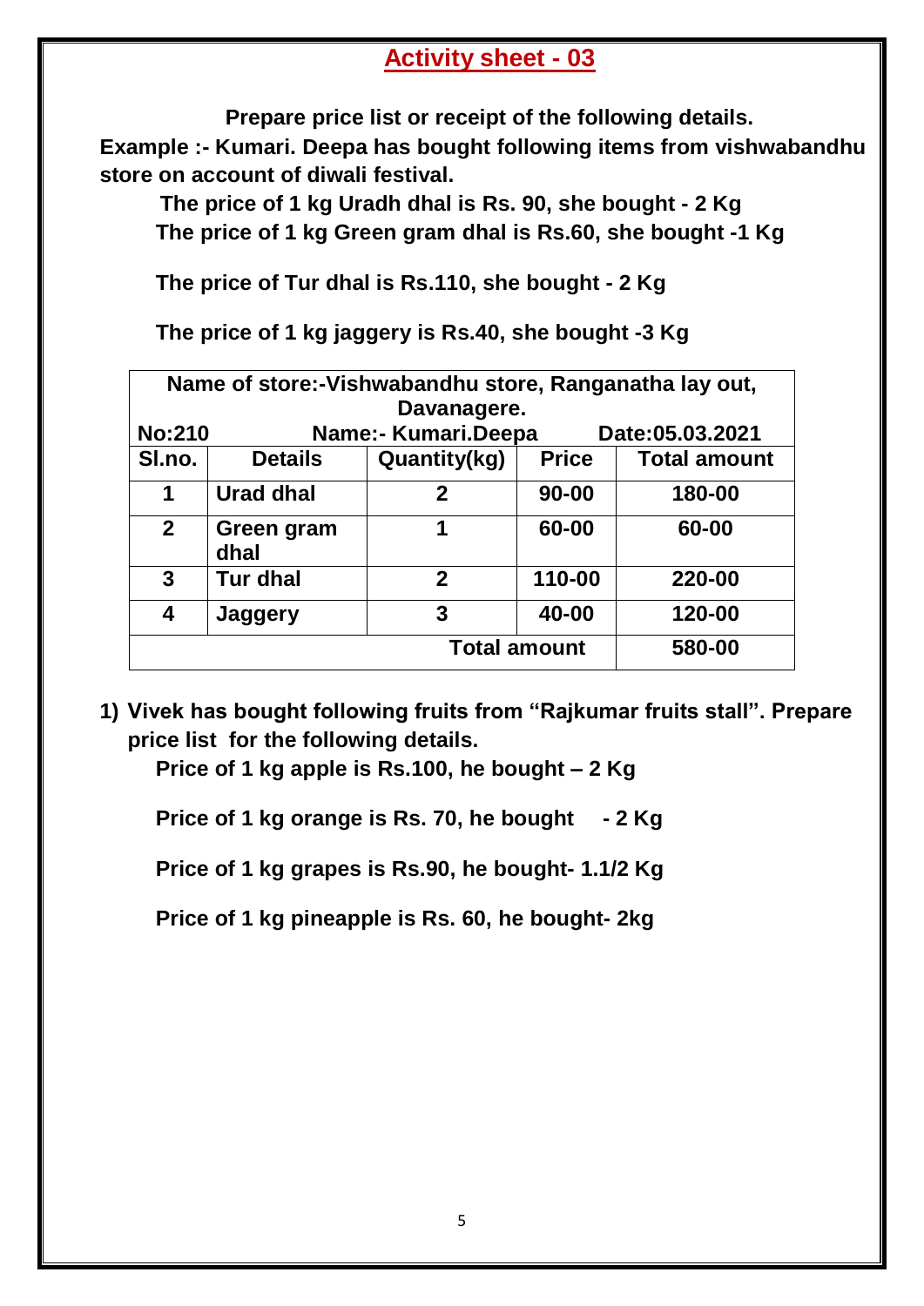## Activity sheet - 03

**Prepare price list or receipt of the following details.**

**Example :- Kumari. Deepa has bought following items from vishwabandhu store on account of diwali festival.**

**The price of 1 kg Uradh dhal is Rs. 90, she bought - 2 Kg**
**The price of 1 kg Green gram dhal is Rs.60, she bought -1 Kg**

**The price of Tur dhal is Rs.110, she bought - 2 Kg**

**The price of 1 kg jaggery is Rs.40, she bought -3 Kg**

| Name of store:-Vishwabandhu store, Ranganatha lay out, Davanagere. | | | | |
|---|---|---|---|---|
| No:210 | Name:- Kumari.Deepa | | Date:05.03.2021 | |
| Sl.no. | Details | Quantity(kg) | Price | Total amount |
| 1 | Urad dhal | 2 | 90-00 | 180-00 |
| 2 | Green gram dhal | 1 | 60-00 | 60-00 |
| 3 | Tur dhal | 2 | 110-00 | 220-00 |
| 4 | Jaggery | 3 | 40-00 | 120-00 |
| | | | Total amount | 580-00 |

1) **Vivek has bought following fruits from "Rajkumar fruits stall". Prepare price list for the following details.**

   **Price of 1 kg apple is Rs.100, he bought – 2 Kg**

   **Price of 1 kg orange is Rs. 70, he bought - 2 Kg**

   **Price of 1 kg grapes is Rs.90, he bought- 1.1/2 Kg**

   **Price of 1 kg pineapple is Rs. 60, he bought- 2kg**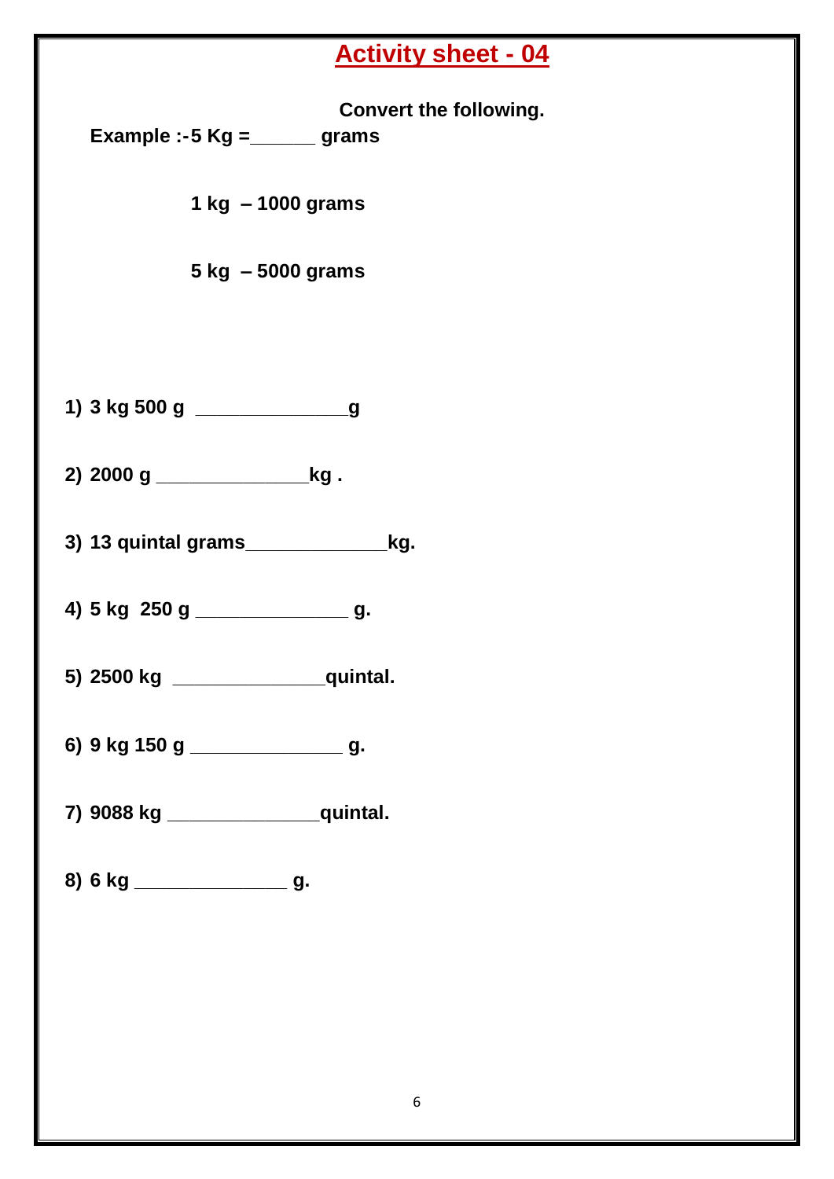# Activity sheet - 04

**Convert the following.**

**Example :-5 Kg =______ grams**

**1 kg – 1000 grams**

**5 kg – 5000 grams**

**1) 3 kg 500 g ______________g**

**2) 2000 g ______________kg .**

**3) 13 quintal grams_____________kg.**

**4) 5 kg 250 g ______________ g.**

**5) 2500 kg ______________quintal.**

**6) 9 kg 150 g ______________ g.**

**7) 9088 kg ______________quintal.**

**8) 6 kg ______________ g.**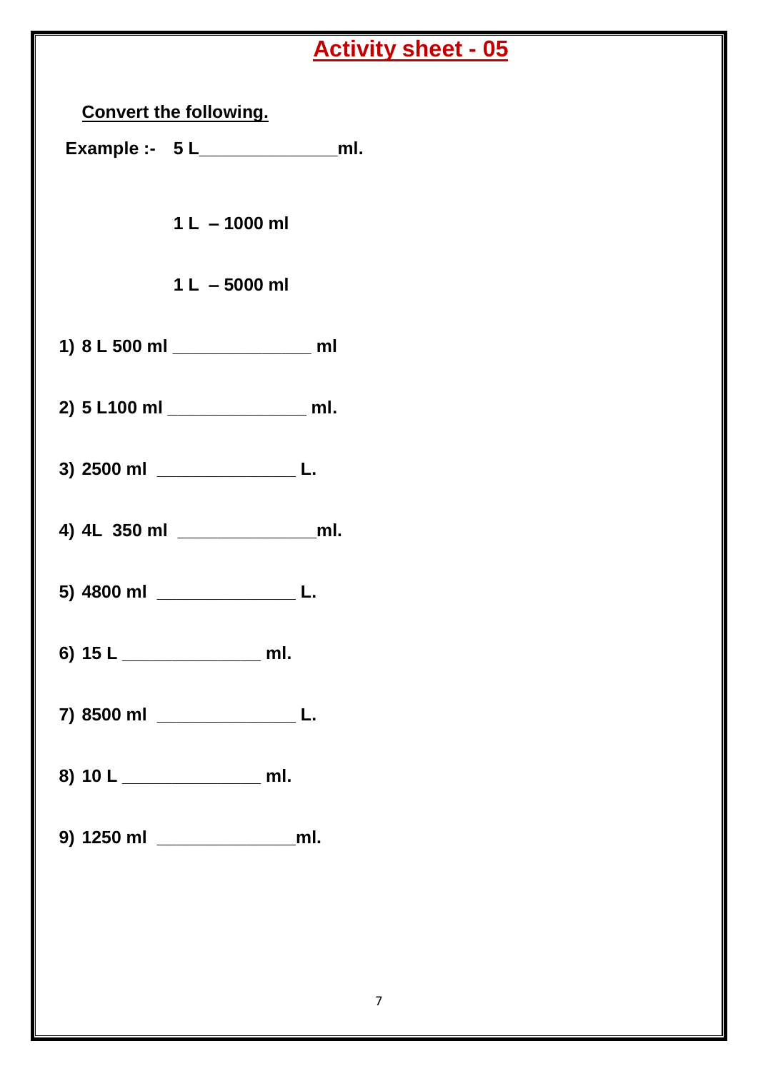# Activity sheet - 05

**Convert the following.**

**Example :- 5 L_____________ml.**

**1 L – 1000 ml**

**1 L – 5000 ml**

1) 8 L 500 ml _____________ ml

2) 5 L100 ml _____________ ml.

3) 2500 ml _____________ L.

4) 4L 350 ml _____________ml.

5) 4800 ml _____________ L.

6) 15 L _____________ ml.

7) 8500 ml _____________ L.

8) 10 L _____________ ml.

9) 1250 ml _____________ml.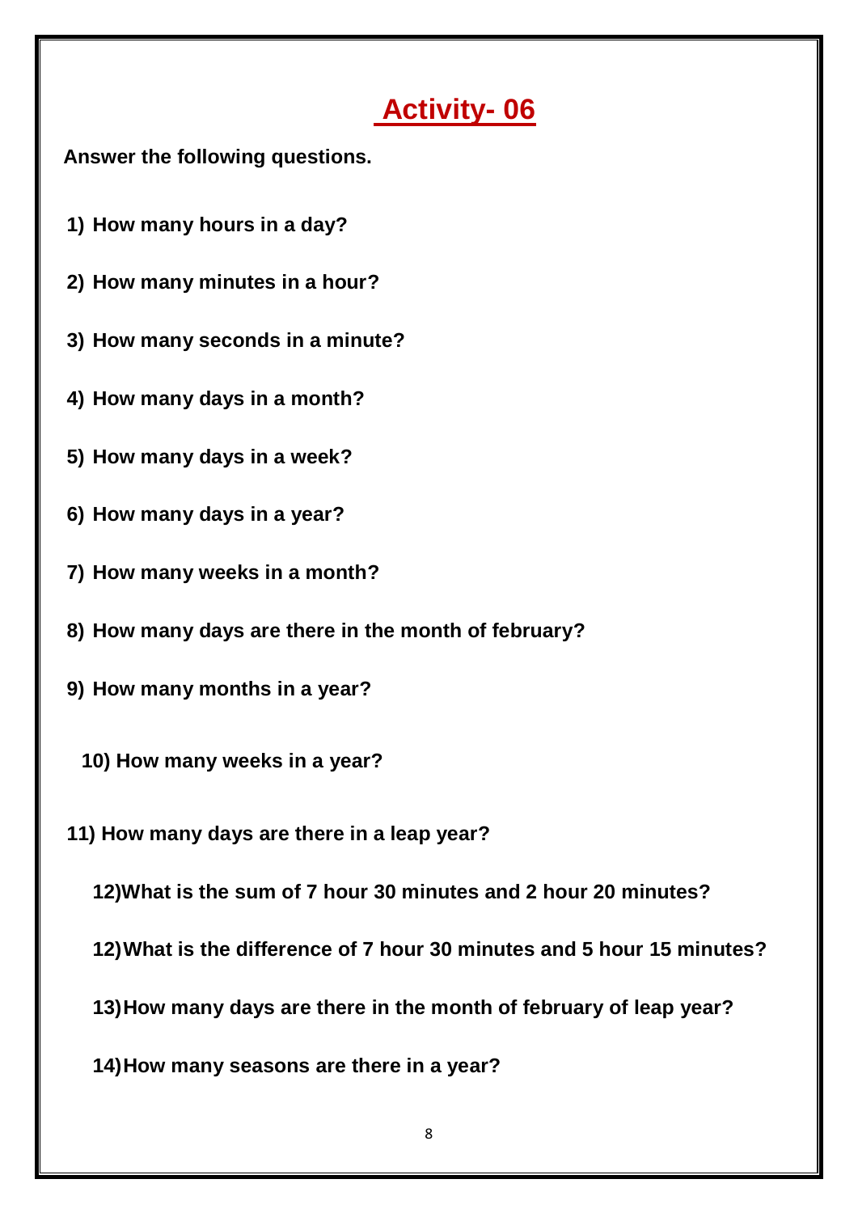# Activity- 06

**Answer the following questions.**

1) **How many hours in a day?**

2) **How many minutes in a hour?**

3) **How many seconds in a minute?**

4) **How many days in a month?**

5) **How many days in a week?**

6) **How many days in a year?**

7) **How many weeks in a month?**

8) **How many days are there in the month of february?**

9) **How many months in a year?**

10) **How many weeks in a year?**

11) **How many days are there in a leap year?**

12) **What is the sum of 7 hour 30 minutes and 2 hour 20 minutes?**

12) **What is the difference of 7 hour 30 minutes and 5 hour 15 minutes?**

13) **How many days are there in the month of february of leap year?**

14) **How many seasons are there in a year?**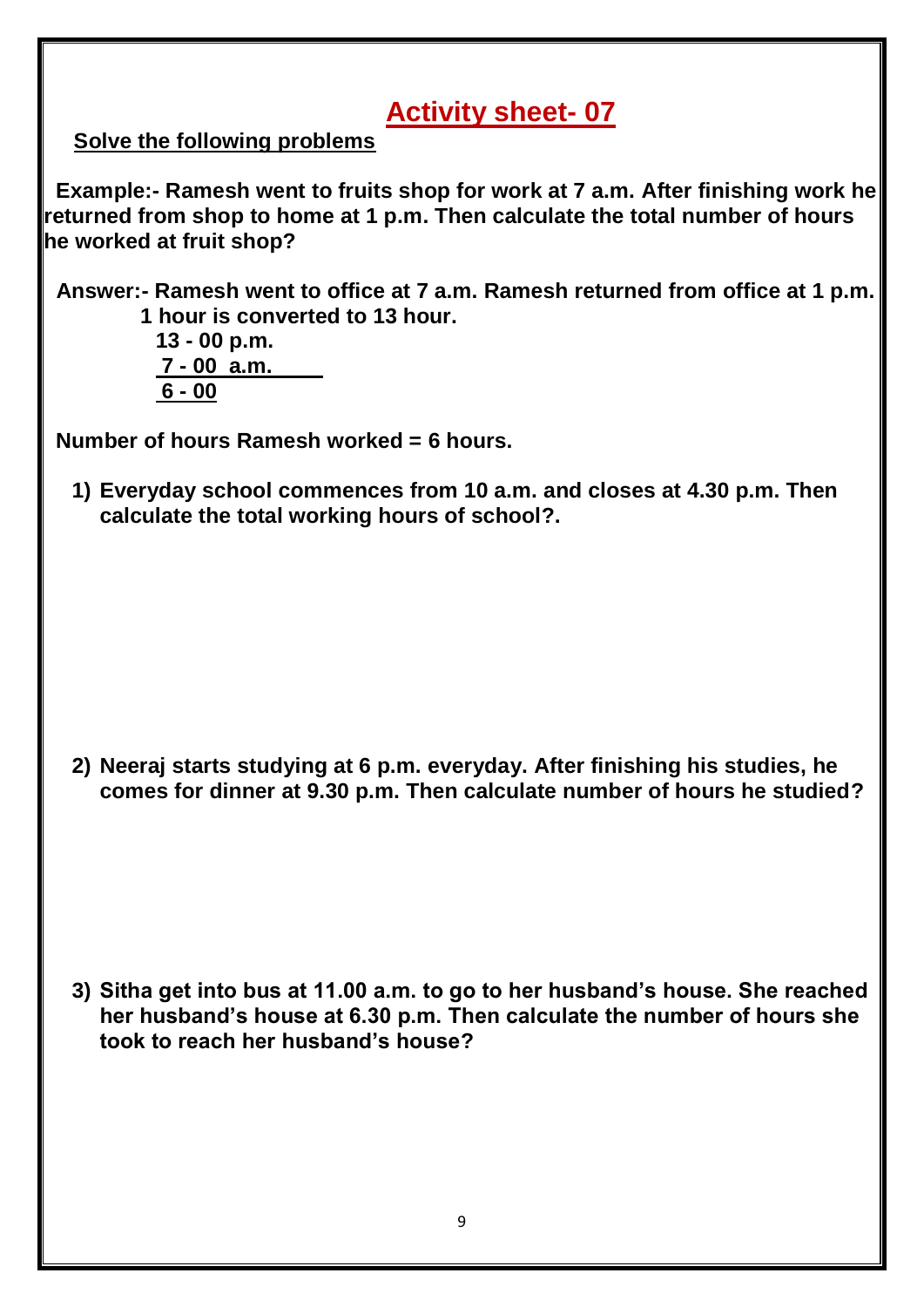# Activity sheet- 07

**Solve the following problems**

**Example:- Ramesh went to fruits shop for work at 7 a.m. After finishing work he returned from shop to home at 1 p.m. Then calculate the total number of hours he worked at fruit shop?**

**Answer:- Ramesh went to office at 7 a.m. Ramesh returned from office at 1 p.m.**

**1 hour is converted to 13 hour.**

```
 13 - 00 p.m.
  7 - 00 a.m.
 ------------
  6 - 00
```

**Number of hours Ramesh worked = 6 hours.**

1) **Everyday school commences from 10 a.m. and closes at 4.30 p.m. Then calculate the total working hours of school?.**

2) **Neeraj starts studying at 6 p.m. everyday. After finishing his studies, he comes for dinner at 9.30 p.m. Then calculate number of hours he studied?**

3) **Sitha get into bus at 11.00 a.m. to go to her husband's house. She reached her husband's house at 6.30 p.m. Then calculate the number of hours she took to reach her husband's house?**